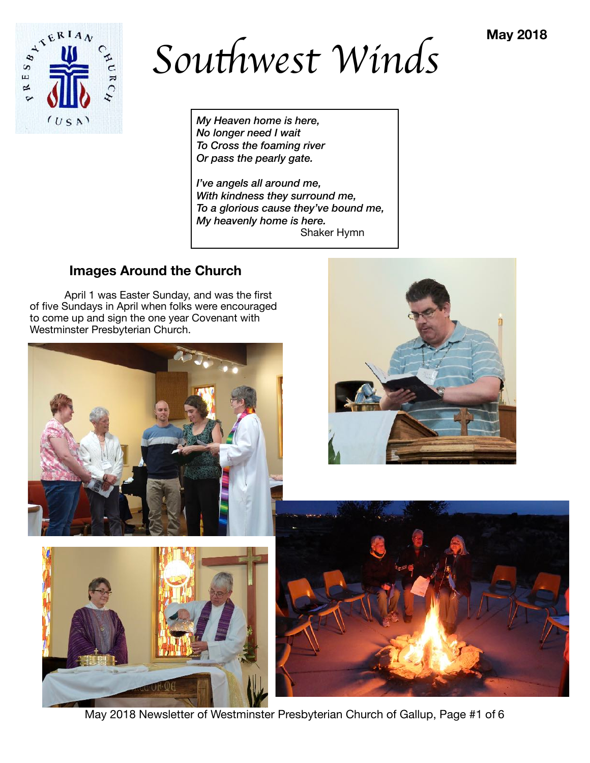# Southwest Winds

**May 2018**

*My Heaven home is here,*
*No longer need I wait*
*To Cross the foaming river*
*Or pass the pearly gate.*

*I've angels all around me,*
*With kindness they surround me,*
*To a glorious cause they've bound me,*
*My heavenly home is here.*
Shaker Hymn

## Images Around the Church

April 1 was Easter Sunday, and was the first of five Sundays in April when folks were encouraged to come up and sign the one year Covenant with Westminster Presbyterian Church.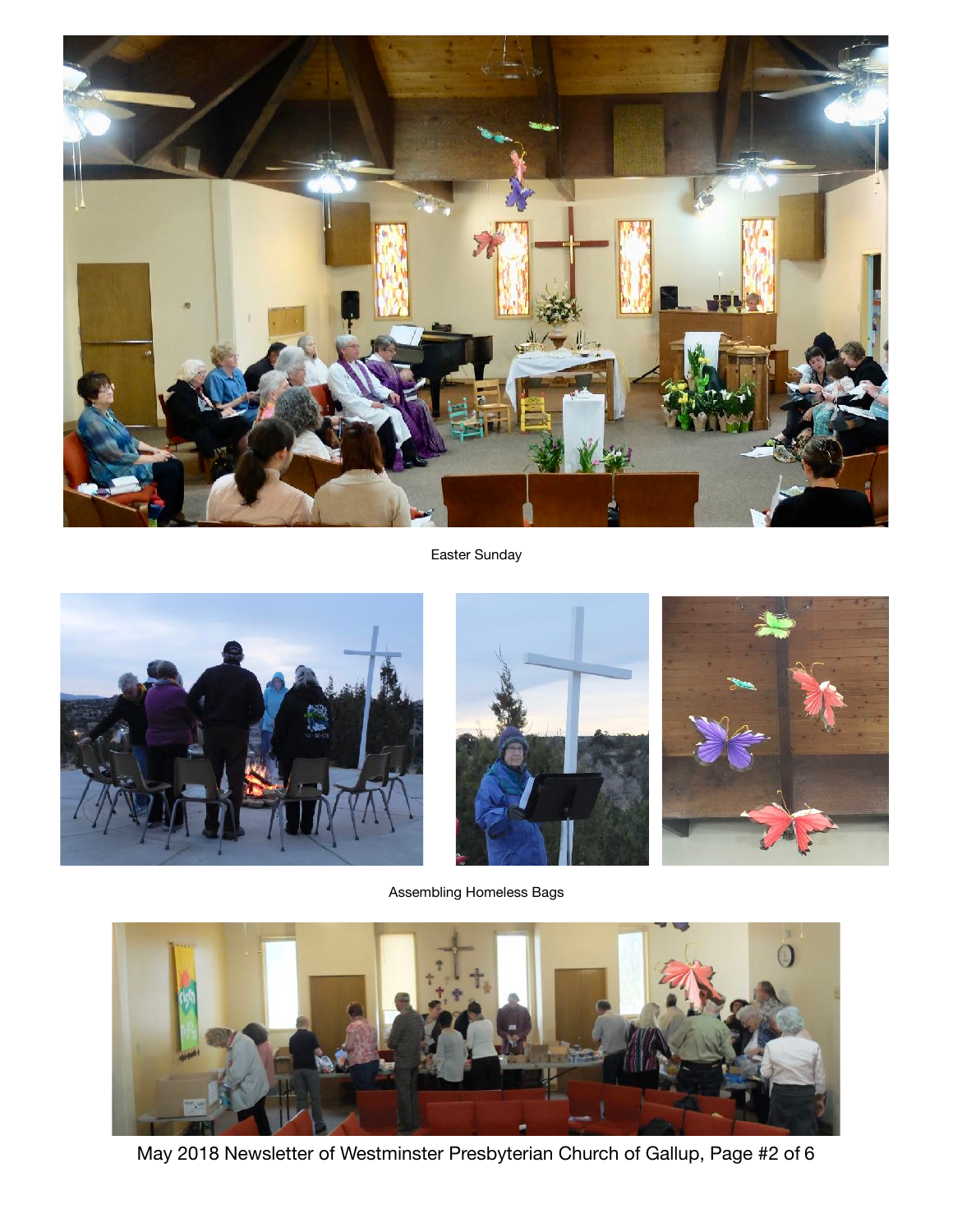Easter Sunday

Assembling Homeless Bags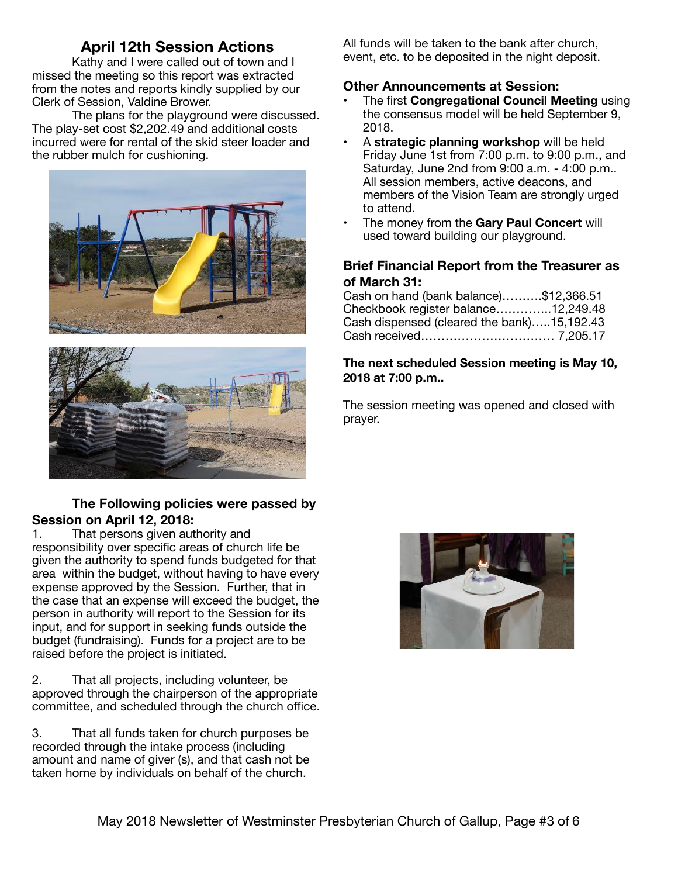## April 12th Session Actions

Kathy and I were called out of town and I missed the meeting so this report was extracted from the notes and reports kindly supplied by our Clerk of Session, Valdine Brower.

The plans for the playground were discussed. The play-set cost $2,202.49 and additional costs incurred were for rental of the skid steer loader and the rubber mulch for cushioning.

**The Following policies were passed by Session on April 12, 2018:**

1. That persons given authority and responsibility over specific areas of church life be given the authority to spend funds budgeted for that area within the budget, without having to have every expense approved by the Session. Further, that in the case that an expense will exceed the budget, the person in authority will report to the Session for its input, and for support in seeking funds outside the budget (fundraising). Funds for a project are to be raised before the project is initiated.

2. That all projects, including volunteer, be approved through the chairperson of the appropriate committee, and scheduled through the church office.

3. That all funds taken for church purposes be recorded through the intake process (including amount and name of giver (s), and that cash not be taken home by individuals on behalf of the church. All funds will be taken to the bank after church, event, etc. to be deposited in the night deposit.

### Other Announcements at Session:

- The first **Congregational Council Meeting** using the consensus model will be held September 9, 2018.
- A **strategic planning workshop** will be held Friday June 1st from 7:00 p.m. to 9:00 p.m., and Saturday, June 2nd from 9:00 a.m. - 4:00 p.m.. All session members, active deacons, and members of the Vision Team are strongly urged to attend.
- The money from the **Gary Paul Concert** will used toward building our playground.

### Brief Financial Report from the Treasurer as of March 31:

Cash on hand (bank balance)……….$12,366.51
Checkbook register balance…………..12,249.48
Cash dispensed (cleared the bank)…..15,192.43
Cash received…………………………… 7,205.17

**The next scheduled Session meeting is May 10, 2018 at 7:00 p.m..**

The session meeting was opened and closed with prayer.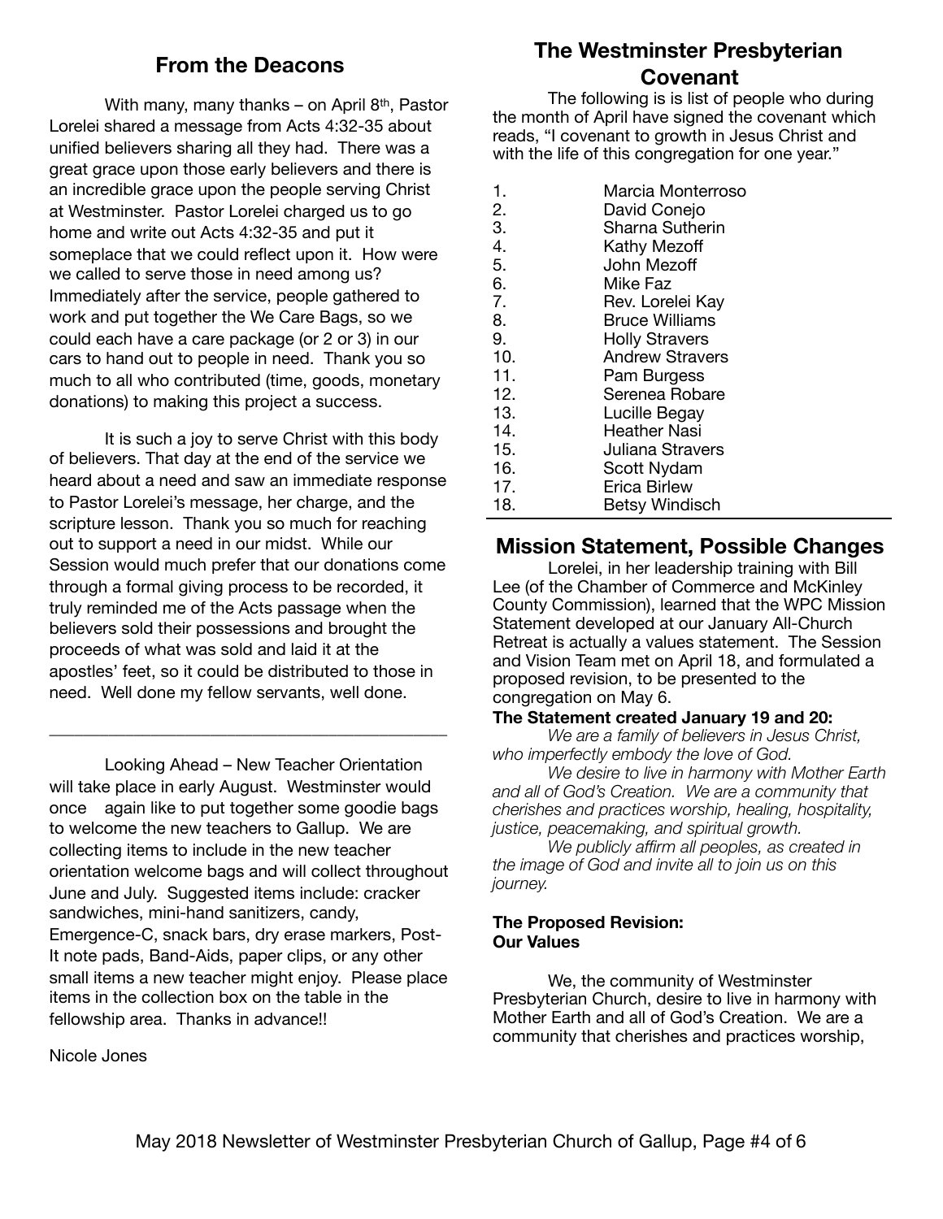## From the Deacons

With many, many thanks – on April 8th, Pastor Lorelei shared a message from Acts 4:32-35 about unified believers sharing all they had. There was a great grace upon those early believers and there is an incredible grace upon the people serving Christ at Westminster. Pastor Lorelei charged us to go home and write out Acts 4:32-35 and put it someplace that we could reflect upon it. How were we called to serve those in need among us? Immediately after the service, people gathered to work and put together the We Care Bags, so we could each have a care package (or 2 or 3) in our cars to hand out to people in need. Thank you so much to all who contributed (time, goods, monetary donations) to making this project a success.

It is such a joy to serve Christ with this body of believers. That day at the end of the service we heard about a need and saw an immediate response to Pastor Lorelei's message, her charge, and the scripture lesson. Thank you so much for reaching out to support a need in our midst. While our Session would much prefer that our donations come through a formal giving process to be recorded, it truly reminded me of the Acts passage when the believers sold their possessions and brought the proceeds of what was sold and laid it at the apostles' feet, so it could be distributed to those in need. Well done my fellow servants, well done.

---

Looking Ahead – New Teacher Orientation will take place in early August. Westminster would once again like to put together some goodie bags to welcome the new teachers to Gallup. We are collecting items to include in the new teacher orientation welcome bags and will collect throughout June and July. Suggested items include: cracker sandwiches, mini-hand sanitizers, candy, Emergence-C, snack bars, dry erase markers, Post-It note pads, Band-Aids, paper clips, or any other small items a new teacher might enjoy. Please place items in the collection box on the table in the fellowship area. Thanks in advance!!

Nicole Jones

## The Westminster Presbyterian Covenant

The following is is list of people who during the month of April have signed the covenant which reads, "I covenant to growth in Jesus Christ and with the life of this congregation for one year."

1. Marcia Monterroso
2. David Conejo
3. Sharna Sutherin
4. Kathy Mezoff
5. John Mezoff
6. Mike Faz
7. Rev. Lorelei Kay
8. Bruce Williams
9. Holly Stravers
10. Andrew Stravers
11. Pam Burgess
12. Serenea Robare
13. Lucille Begay
14. Heather Nasi
15. Juliana Stravers
16. Scott Nydam
17. Erica Birlew
18. Betsy Windisch

## Mission Statement, Possible Changes

Lorelei, in her leadership training with Bill Lee (of the Chamber of Commerce and McKinley County Commission), learned that the WPC Mission Statement developed at our January All-Church Retreat is actually a values statement. The Session and Vision Team met on April 18, and formulated a proposed revision, to be presented to the congregation on May 6.

**The Statement created January 19 and 20:**

*We are a family of believers in Jesus Christ, who imperfectly embody the love of God.*

*We desire to live in harmony with Mother Earth and all of God's Creation. We are a community that cherishes and practices worship, healing, hospitality, justice, peacemaking, and spiritual growth.*

*We publicly affirm all peoples, as created in the image of God and invite all to join us on this journey.*

**The Proposed Revision:**
**Our Values**

We, the community of Westminster Presbyterian Church, desire to live in harmony with Mother Earth and all of God's Creation. We are a community that cherishes and practices worship,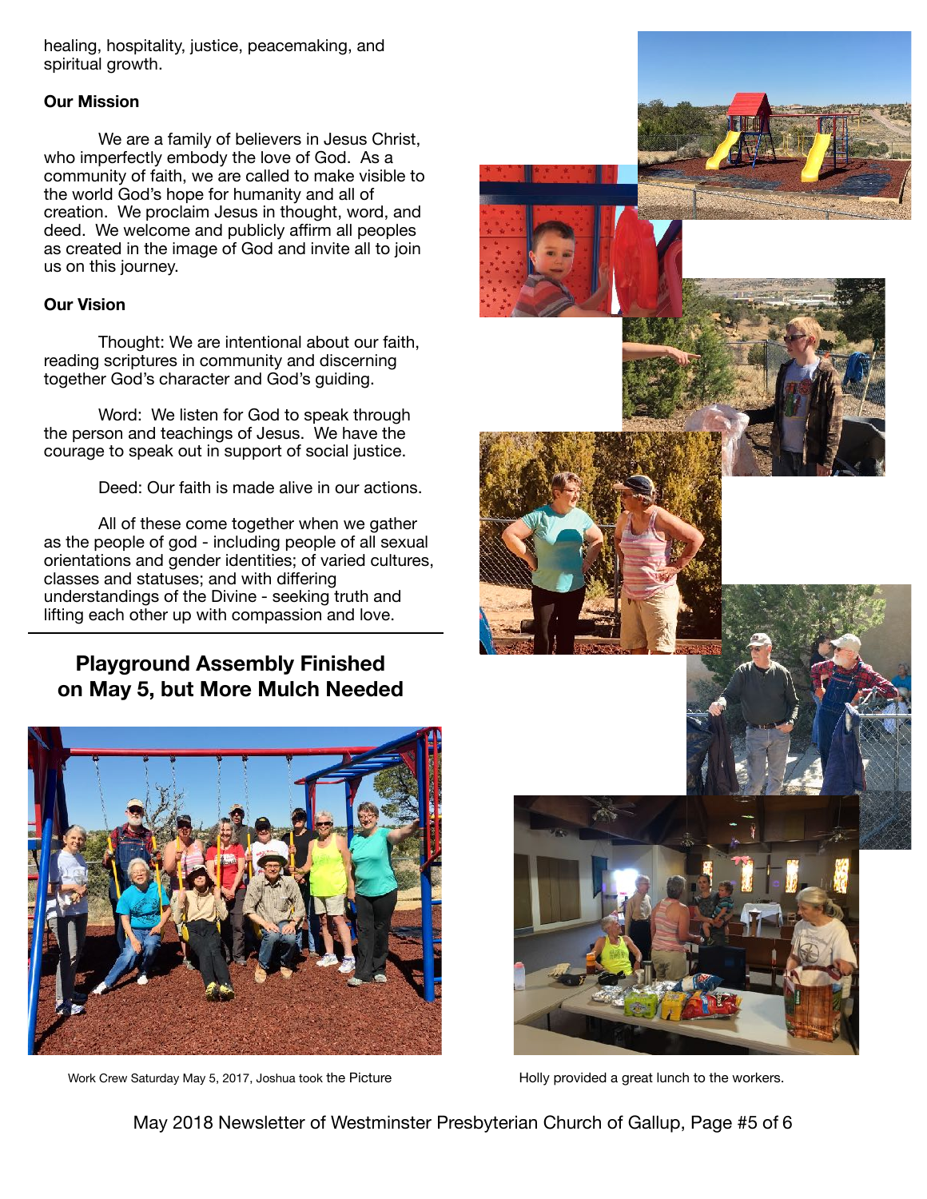healing, hospitality, justice, peacemaking, and spiritual growth.

**Our Mission**

We are a family of believers in Jesus Christ, who imperfectly embody the love of God. As a community of faith, we are called to make visible to the world God's hope for humanity and all of creation. We proclaim Jesus in thought, word, and deed. We welcome and publicly affirm all peoples as created in the image of God and invite all to join us on this journey.

**Our Vision**

Thought: We are intentional about our faith, reading scriptures in community and discerning together God's character and God's guiding.

Word: We listen for God to speak through the person and teachings of Jesus. We have the courage to speak out in support of social justice.

Deed: Our faith is made alive in our actions.

All of these come together when we gather as the people of god - including people of all sexual orientations and gender identities; of varied cultures, classes and statuses; and with differing understandings of the Divine - seeking truth and lifting each other up with compassion and love.

---

## Playground Assembly Finished on May 5, but More Mulch Needed

Work Crew Saturday May 5, 2017, Joshua took the Picture

Holly provided a great lunch to the workers.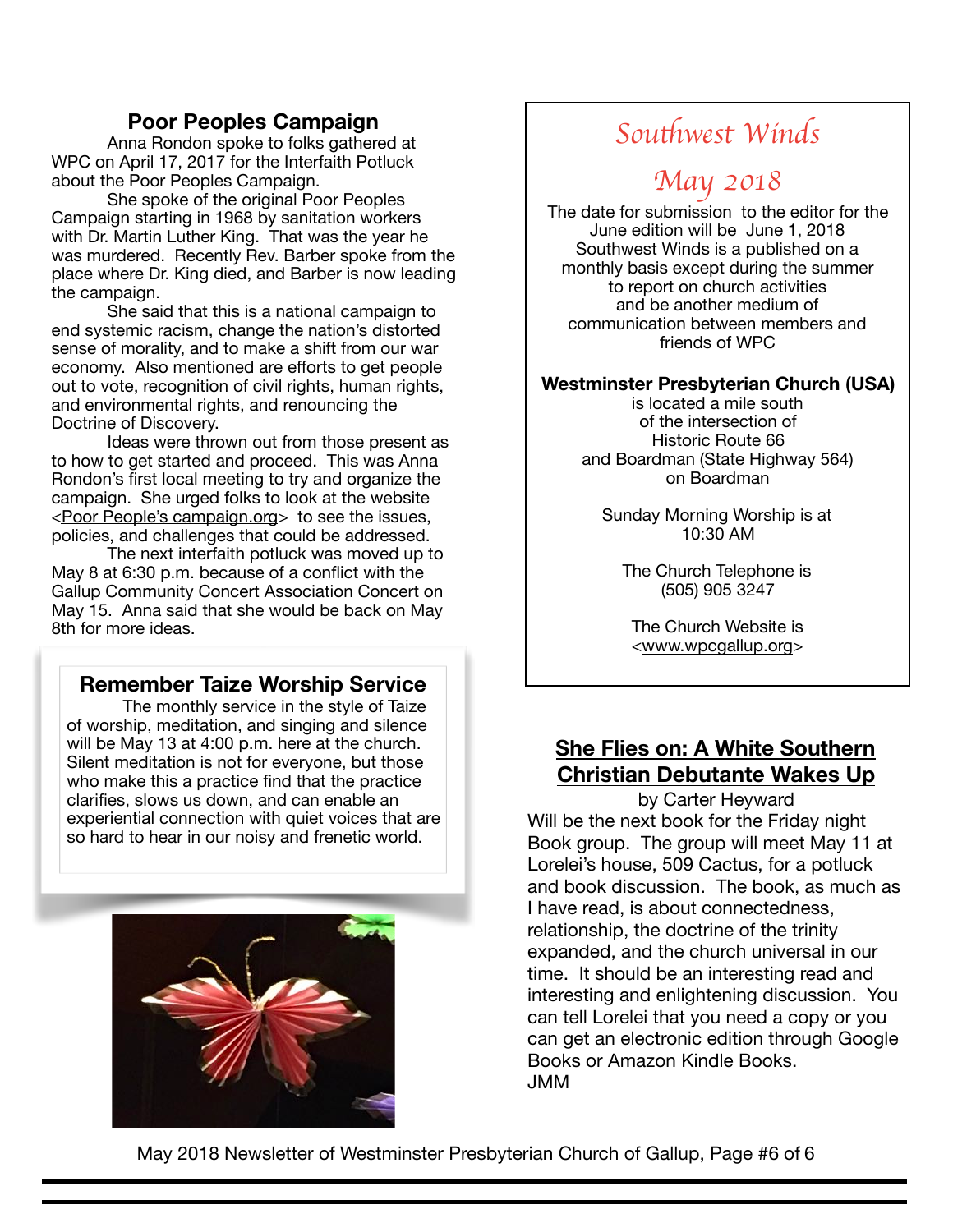## Poor Peoples Campaign

Anna Rondon spoke to folks gathered at WPC on April 17, 2017 for the Interfaith Potluck about the Poor Peoples Campaign.

She spoke of the original Poor Peoples Campaign starting in 1968 by sanitation workers with Dr. Martin Luther King. That was the year he was murdered. Recently Rev. Barber spoke from the place where Dr. King died, and Barber is now leading the campaign.

She said that this is a national campaign to end systemic racism, change the nation's distorted sense of morality, and to make a shift from our war economy. Also mentioned are efforts to get people out to vote, recognition of civil rights, human rights, and environmental rights, and renouncing the Doctrine of Discovery.

Ideas were thrown out from those present as to how to get started and proceed. This was Anna Rondon's first local meeting to try and organize the campaign. She urged folks to look at the website <Poor People's campaign.org> to see the issues, policies, and challenges that could be addressed.

The next interfaith potluck was moved up to May 8 at 6:30 p.m. because of a conflict with the Gallup Community Concert Association Concert on May 15. Anna said that she would be back on May 8th for more ideas.

## Remember Taize Worship Service

The monthly service in the style of Taize of worship, meditation, and singing and silence will be May 13 at 4:00 p.m. here at the church. Silent meditation is not for everyone, but those who make this a practice find that the practice clarifies, slows us down, and can enable an experiential connection with quiet voices that are so hard to hear in our noisy and frenetic world.

## *Southwest Winds*

## *May 2018*

The date for submission to the editor for the June edition will be June 1, 2018
Southwest Winds is a published on a monthly basis except during the summer to report on church activities and be another medium of communication between members and friends of WPC

**Westminster Presbyterian Church (USA)**
is located a mile south of the intersection of Historic Route 66 and Boardman (State Highway 564) on Boardman

Sunday Morning Worship is at 10:30 AM

The Church Telephone is (505) 905 3247

The Church Website is <www.wpcgallup.org>

## She Flies on: A White Southern Christian Debutante Wakes Up

by Carter Heyward

Will be the next book for the Friday night Book group. The group will meet May 11 at Lorelei's house, 509 Cactus, for a potluck and book discussion. The book, as much as I have read, is about connectedness, relationship, the doctrine of the trinity expanded, and the church universal in our time. It should be an interesting read and interesting and enlightening discussion. You can tell Lorelei that you need a copy or you can get an electronic edition through Google Books or Amazon Kindle Books.
JMM

May 2018 Newsletter of Westminster Presbyterian Church of Gallup